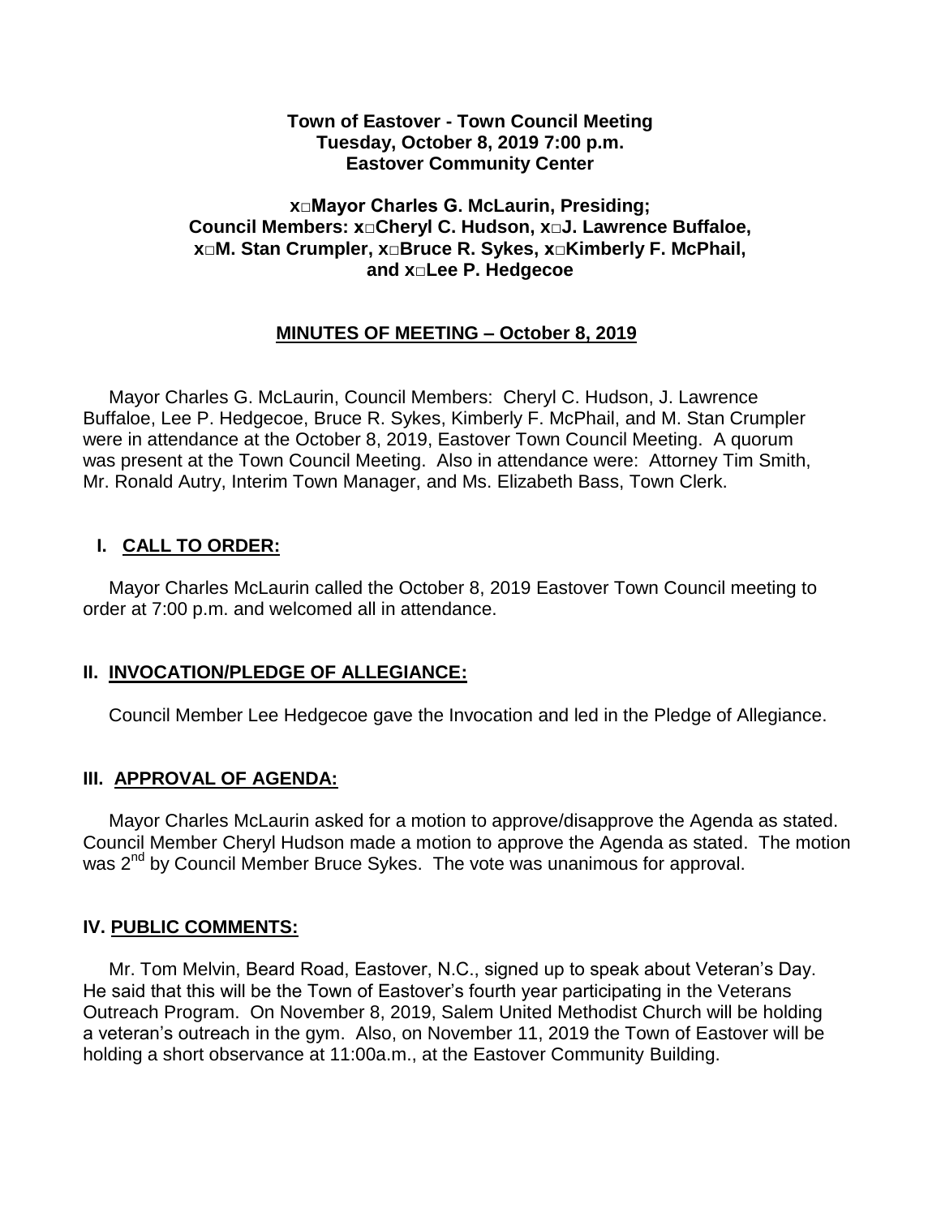**Town of Eastover - Town Council Meeting**
**Tuesday, October 8, 2019 7:00 p.m.**
**Eastover Community Center**

**x□Mayor Charles G. McLaurin, Presiding;**
**Council Members: x□Cheryl C. Hudson, x□J. Lawrence Buffaloe,**
**x□M. Stan Crumpler, x□Bruce R. Sykes, x□Kimberly F. McPhail,**
**and x□Lee P. Hedgecoe**

**MINUTES OF MEETING – October 8, 2019**

Mayor Charles G. McLaurin, Council Members: Cheryl C. Hudson, J. Lawrence Buffaloe, Lee P. Hedgecoe, Bruce R. Sykes, Kimberly F. McPhail, and M. Stan Crumpler were in attendance at the October 8, 2019, Eastover Town Council Meeting. A quorum was present at the Town Council Meeting. Also in attendance were: Attorney Tim Smith, Mr. Ronald Autry, Interim Town Manager, and Ms. Elizabeth Bass, Town Clerk.

## I. CALL TO ORDER:

Mayor Charles McLaurin called the October 8, 2019 Eastover Town Council meeting to order at 7:00 p.m. and welcomed all in attendance.

## II. INVOCATION/PLEDGE OF ALLEGIANCE:

Council Member Lee Hedgecoe gave the Invocation and led in the Pledge of Allegiance.

## III. APPROVAL OF AGENDA:

Mayor Charles McLaurin asked for a motion to approve/disapprove the Agenda as stated. Council Member Cheryl Hudson made a motion to approve the Agenda as stated. The motion was 2nd by Council Member Bruce Sykes. The vote was unanimous for approval.

## IV. PUBLIC COMMENTS:

Mr. Tom Melvin, Beard Road, Eastover, N.C., signed up to speak about Veteran's Day. He said that this will be the Town of Eastover's fourth year participating in the Veterans Outreach Program. On November 8, 2019, Salem United Methodist Church will be holding a veteran's outreach in the gym. Also, on November 11, 2019 the Town of Eastover will be holding a short observance at 11:00a.m., at the Eastover Community Building.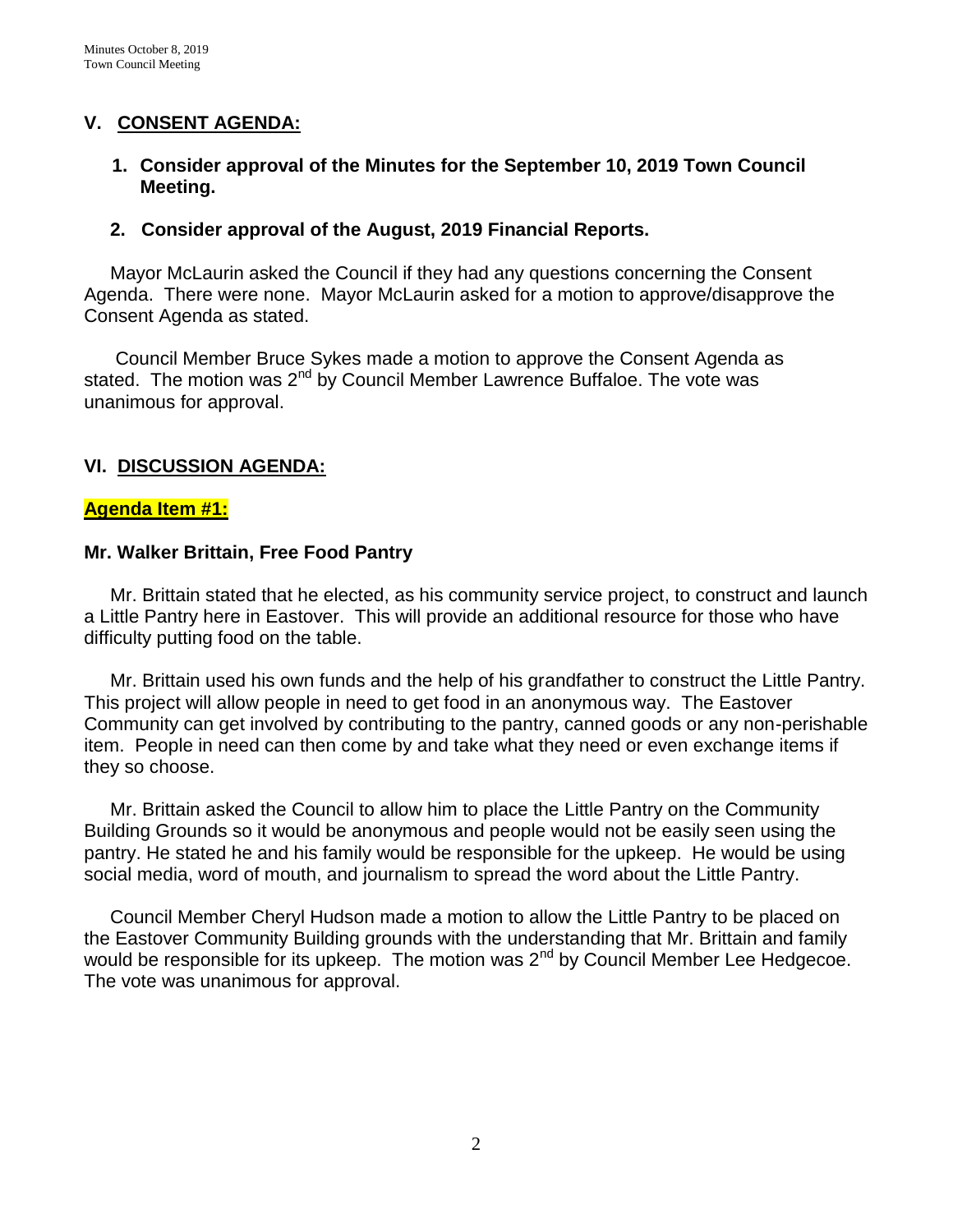## V. CONSENT AGENDA:

1. **Consider approval of the Minutes for the September 10, 2019 Town Council Meeting.**

2. **Consider approval of the August, 2019 Financial Reports.**

Mayor McLaurin asked the Council if they had any questions concerning the Consent Agenda. There were none. Mayor McLaurin asked for a motion to approve/disapprove the Consent Agenda as stated.

Council Member Bruce Sykes made a motion to approve the Consent Agenda as stated. The motion was 2nd by Council Member Lawrence Buffaloe. The vote was unanimous for approval.

## VI. DISCUSSION AGENDA:

**Agenda Item #1:**

**Mr. Walker Brittain, Free Food Pantry**

Mr. Brittain stated that he elected, as his community service project, to construct and launch a Little Pantry here in Eastover. This will provide an additional resource for those who have difficulty putting food on the table.

Mr. Brittain used his own funds and the help of his grandfather to construct the Little Pantry. This project will allow people in need to get food in an anonymous way. The Eastover Community can get involved by contributing to the pantry, canned goods or any non-perishable item. People in need can then come by and take what they need or even exchange items if they so choose.

Mr. Brittain asked the Council to allow him to place the Little Pantry on the Community Building Grounds so it would be anonymous and people would not be easily seen using the pantry. He stated he and his family would be responsible for the upkeep. He would be using social media, word of mouth, and journalism to spread the word about the Little Pantry.

Council Member Cheryl Hudson made a motion to allow the Little Pantry to be placed on the Eastover Community Building grounds with the understanding that Mr. Brittain and family would be responsible for its upkeep. The motion was 2nd by Council Member Lee Hedgecoe. The vote was unanimous for approval.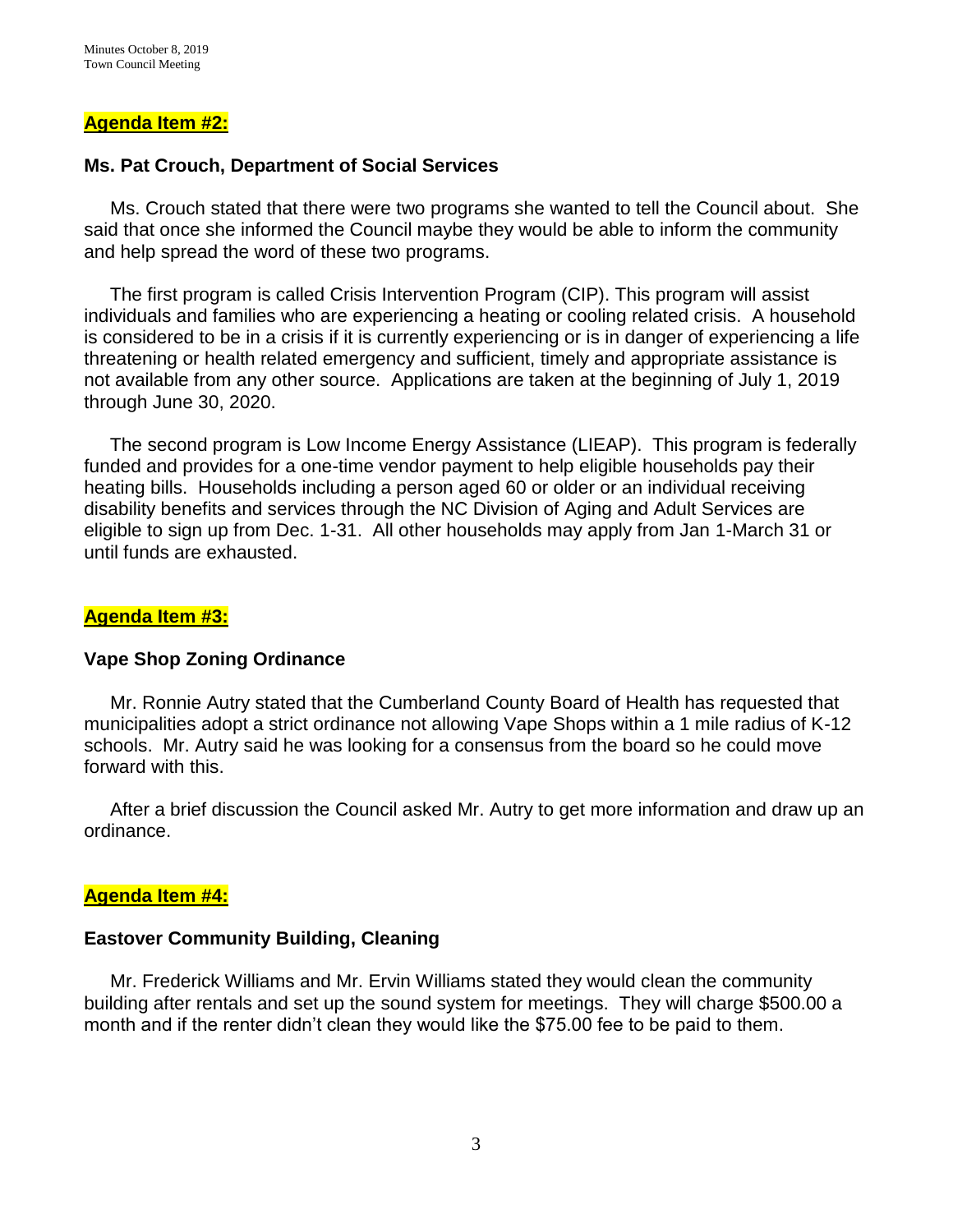**Agenda Item #2:**

**Ms. Pat Crouch, Department of Social Services**

Ms. Crouch stated that there were two programs she wanted to tell the Council about. She said that once she informed the Council maybe they would be able to inform the community and help spread the word of these two programs.

The first program is called Crisis Intervention Program (CIP). This program will assist individuals and families who are experiencing a heating or cooling related crisis. A household is considered to be in a crisis if it is currently experiencing or is in danger of experiencing a life threatening or health related emergency and sufficient, timely and appropriate assistance is not available from any other source. Applications are taken at the beginning of July 1, 2019 through June 30, 2020.

The second program is Low Income Energy Assistance (LIEAP). This program is federally funded and provides for a one-time vendor payment to help eligible households pay their heating bills. Households including a person aged 60 or older or an individual receiving disability benefits and services through the NC Division of Aging and Adult Services are eligible to sign up from Dec. 1-31. All other households may apply from Jan 1-March 31 or until funds are exhausted.

**Agenda Item #3:**

**Vape Shop Zoning Ordinance**

Mr. Ronnie Autry stated that the Cumberland County Board of Health has requested that municipalities adopt a strict ordinance not allowing Vape Shops within a 1 mile radius of K-12 schools. Mr. Autry said he was looking for a consensus from the board so he could move forward with this.

After a brief discussion the Council asked Mr. Autry to get more information and draw up an ordinance.

**Agenda Item #4:**

**Eastover Community Building, Cleaning**

Mr. Frederick Williams and Mr. Ervin Williams stated they would clean the community building after rentals and set up the sound system for meetings. They will charge $500.00 a month and if the renter didn't clean they would like the $75.00 fee to be paid to them.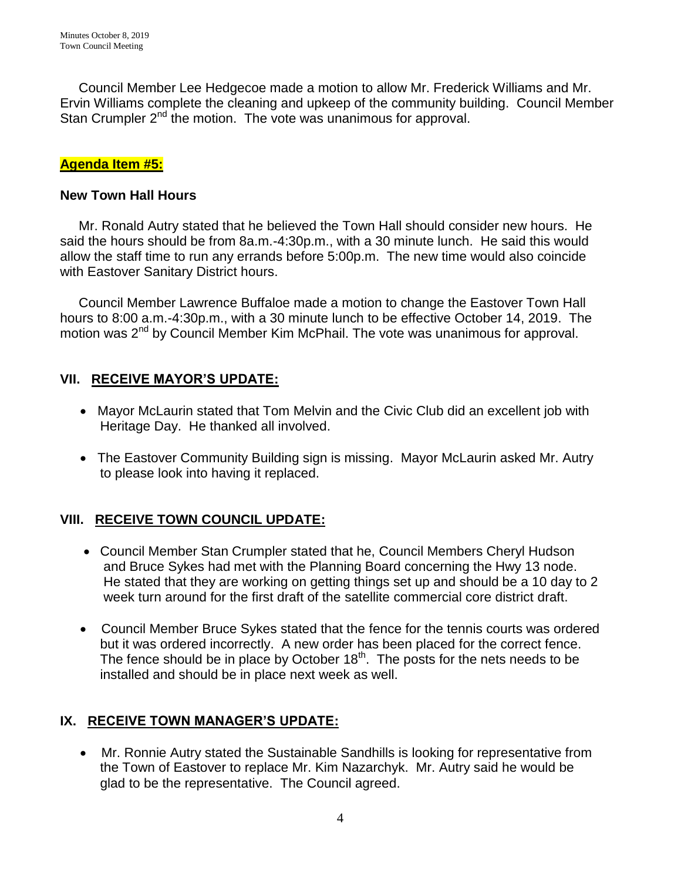Council Member Lee Hedgecoe made a motion to allow Mr. Frederick Williams and Mr. Ervin Williams complete the cleaning and upkeep of the community building. Council Member Stan Crumpler 2nd the motion. The vote was unanimous for approval.

**Agenda Item #5:**

**New Town Hall Hours**

Mr. Ronald Autry stated that he believed the Town Hall should consider new hours. He said the hours should be from 8a.m.-4:30p.m., with a 30 minute lunch. He said this would allow the staff time to run any errands before 5:00p.m. The new time would also coincide with Eastover Sanitary District hours.

Council Member Lawrence Buffaloe made a motion to change the Eastover Town Hall hours to 8:00 a.m.-4:30p.m., with a 30 minute lunch to be effective October 14, 2019. The motion was 2nd by Council Member Kim McPhail. The vote was unanimous for approval.

## VII. RECEIVE MAYOR'S UPDATE:

- Mayor McLaurin stated that Tom Melvin and the Civic Club did an excellent job with Heritage Day. He thanked all involved.
- The Eastover Community Building sign is missing. Mayor McLaurin asked Mr. Autry to please look into having it replaced.

## VIII. RECEIVE TOWN COUNCIL UPDATE:

- Council Member Stan Crumpler stated that he, Council Members Cheryl Hudson and Bruce Sykes had met with the Planning Board concerning the Hwy 13 node. He stated that they are working on getting things set up and should be a 10 day to 2 week turn around for the first draft of the satellite commercial core district draft.
- Council Member Bruce Sykes stated that the fence for the tennis courts was ordered but it was ordered incorrectly. A new order has been placed for the correct fence. The fence should be in place by October 18th. The posts for the nets needs to be installed and should be in place next week as well.

## IX. RECEIVE TOWN MANAGER'S UPDATE:

- Mr. Ronnie Autry stated the Sustainable Sandhills is looking for representative from the Town of Eastover to replace Mr. Kim Nazarchyk. Mr. Autry said he would be glad to be the representative. The Council agreed.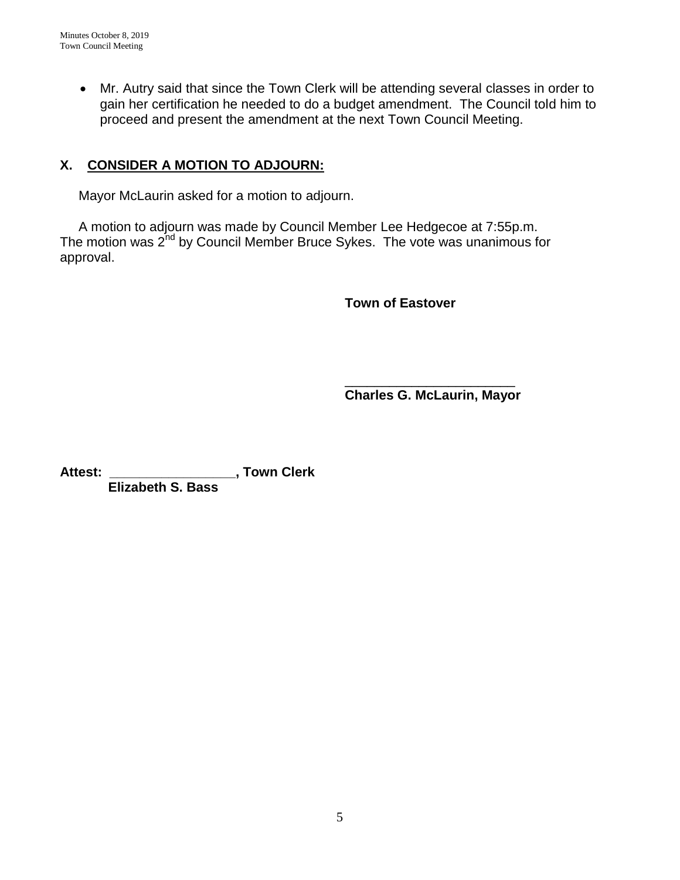- Mr. Autry said that since the Town Clerk will be attending several classes in order to gain her certification he needed to do a budget amendment. The Council told him to proceed and present the amendment at the next Town Council Meeting.

## X. CONSIDER A MOTION TO ADJOURN:

Mayor McLaurin asked for a motion to adjourn.

A motion to adjourn was made by Council Member Lee Hedgecoe at 7:55p.m. The motion was 2nd by Council Member Bruce Sykes. The vote was unanimous for approval.

**Town of Eastover**

\_\_\_\_\_\_\_\_\_\_\_\_\_\_\_\_\_\_\_\_\_\_\_\_

**Charles G. McLaurin, Mayor**

**Attest: \_\_\_\_\_\_\_\_\_\_\_\_\_\_\_\_\_\_, Town Clerk**
**Elizabeth S. Bass**